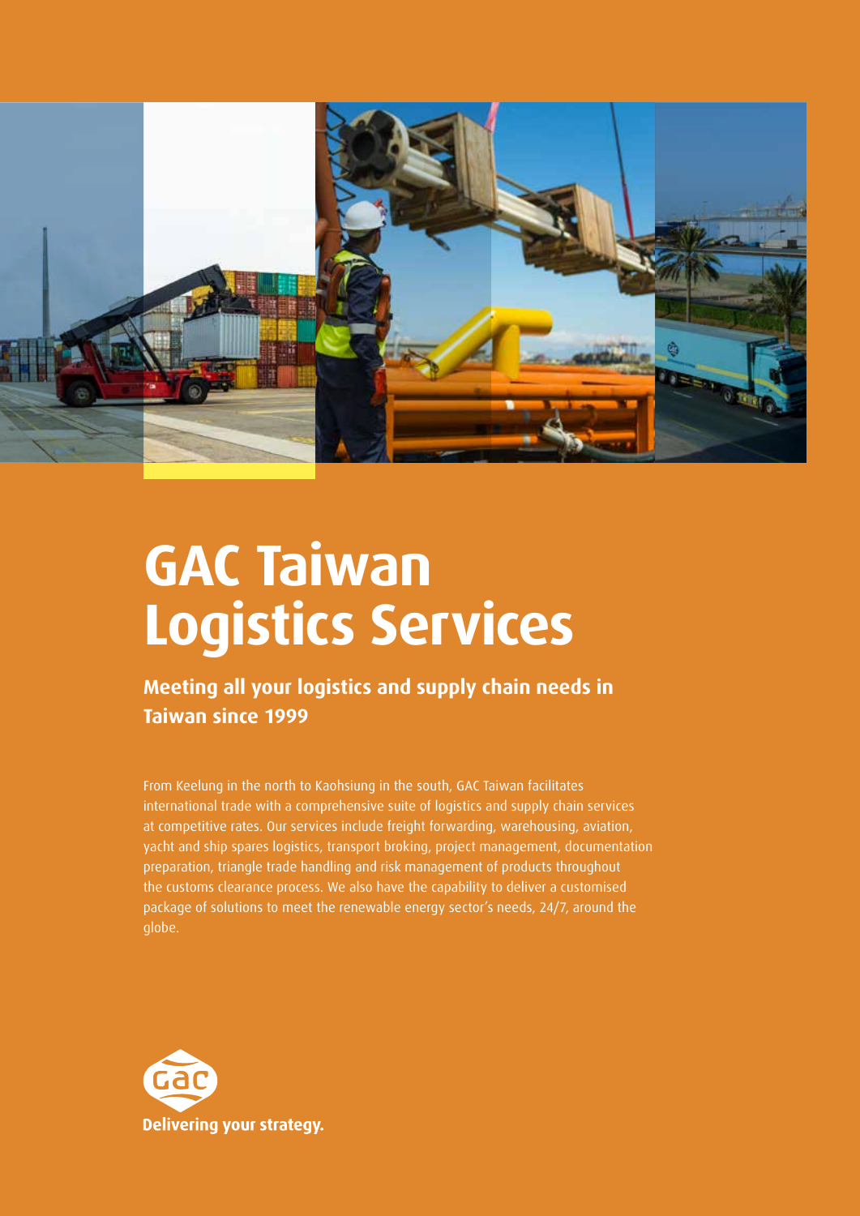# GAC Taiwan Logistics Services

## Meeting all your logistics and supply chain needs in Taiwan since 1999

From Keelung in the north to Kaohsiung in the south, GAC Taiwan facilitates international trade with a comprehensive suite of logistics and supply chain services at competitive rates. Our services include freight forwarding, warehousing, aviation, yacht and ship spares logistics, transport broking, project management, documentation preparation, triangle trade handling and risk management of products throughout the customs clearance process. We also have the capability to deliver a customised package of solutions to meet the renewable energy sector's needs, 24/7, around the globe.

GAC

**Delivering your strategy.**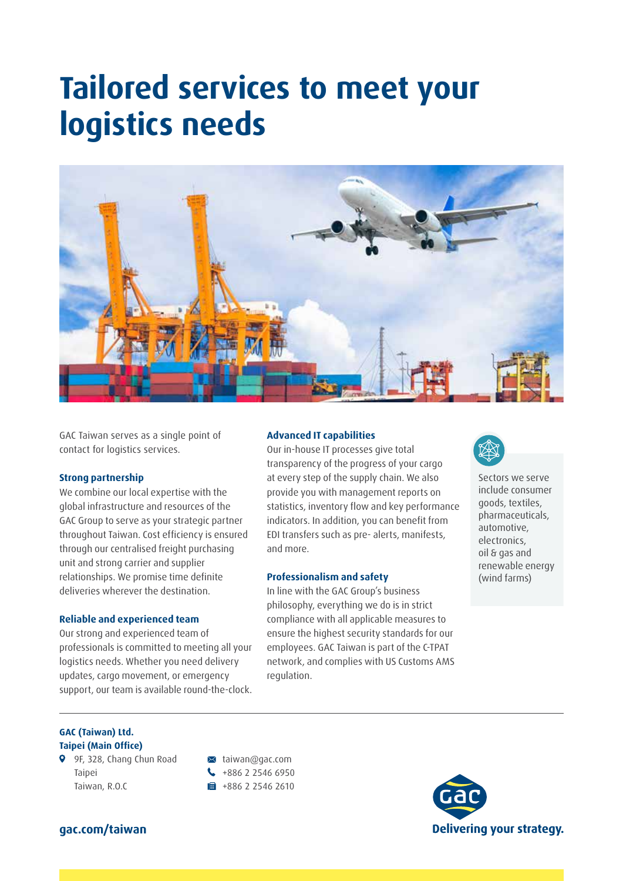# Tailored services to meet your logistics needs

GAC Taiwan serves as a single point of contact for logistics services.

### Strong partnership

We combine our local expertise with the global infrastructure and resources of the GAC Group to serve as your strategic partner throughout Taiwan. Cost efficiency is ensured through our centralised freight purchasing unit and strong carrier and supplier relationships. We promise time definite deliveries wherever the destination.

### Reliable and experienced team

Our strong and experienced team of professionals is committed to meeting all your logistics needs. Whether you need delivery updates, cargo movement, or emergency support, our team is available round-the-clock.

### Advanced IT capabilities

Our in-house IT processes give total transparency of the progress of your cargo at every step of the supply chain. We also provide you with management reports on statistics, inventory flow and key performance indicators. In addition, you can benefit from EDI transfers such as pre- alerts, manifests, and more.

### Professionalism and safety

In line with the GAC Group's business philosophy, everything we do is in strict compliance with all applicable measures to ensure the highest security standards for our employees. GAC Taiwan is part of the C-TPAT network, and complies with US Customs AMS regulation.

Sectors we serve include consumer goods, textiles, pharmaceuticals, automotive, electronics, oil & gas and renewable energy (wind farms)

---

**GAC (Taiwan) Ltd.**
**Taipei (Main Office)**

9F, 328, Chang Chun Road
Taipei
Taiwan, R.O.C

taiwan@gac.com
+886 2 2546 6950
+886 2 2546 2610

**gac.com/taiwan**

**Delivering your strategy.**